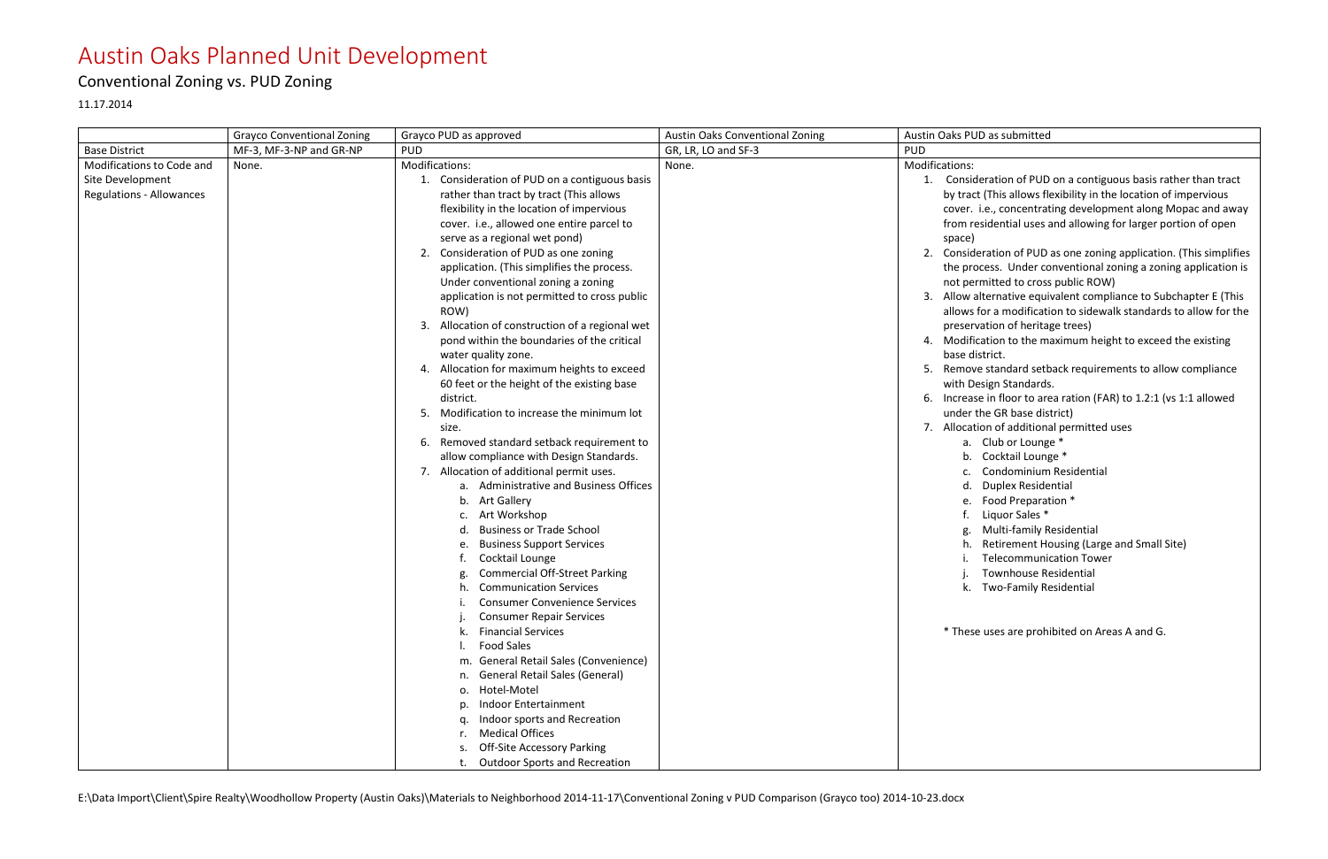# Austin Oaks Planned Unit Development

## Conventional Zoning vs. PUD Zoning

11.17.2014

| | Grayco Conventional Zoning | Grayco PUD as approved | Austin Oaks Conventional Zoning | Austin Oaks PUD as submitted |
|---|---|---|---|---|
| Base District | MF-3, MF-3-NP and GR-NP | PUD | GR, LR, LO and SF-3 | PUD |
| Modifications to Code and Site Development Regulations - Allowances | None. | Modifications:<br>1. Consideration of PUD on a contiguous basis rather than tract by tract (This allows flexibility in the location of impervious cover. i.e., allowed one entire parcel to serve as a regional wet pond)<br>2. Consideration of PUD as one zoning application. (This simplifies the process. Under conventional zoning a zoning application is not permitted to cross public ROW)<br>3. Allocation of construction of a regional wet pond within the boundaries of the critical water quality zone.<br>4. Allocation for maximum heights to exceed 60 feet or the height of the existing base district.<br>5. Modification to increase the minimum lot size.<br>6. Removed standard setback requirement to allow compliance with Design Standards.<br>7. Allocation of additional permit uses.<br>a. Administrative and Business Offices<br>b. Art Gallery<br>c. Art Workshop<br>d. Business or Trade School<br>e. Business Support Services<br>f. Cocktail Lounge<br>g. Commercial Off-Street Parking<br>h. Communication Services<br>i. Consumer Convenience Services<br>j. Consumer Repair Services<br>k. Financial Services<br>l. Food Sales<br>m. General Retail Sales (Convenience)<br>n. General Retail Sales (General)<br>o. Hotel-Motel<br>p. Indoor Entertainment<br>q. Indoor sports and Recreation<br>r. Medical Offices<br>s. Off-Site Accessory Parking<br>t. Outdoor Sports and Recreation | None. | Modifications:<br>1. Consideration of PUD on a contiguous basis rather than tract by tract (This allows flexibility in the location of impervious cover. i.e., concentrating development along Mopac and away from residential uses and allowing for larger portion of open space)<br>2. Consideration of PUD as one zoning application. (This simplifies the process. Under conventional zoning a zoning application is not permitted to cross public ROW)<br>3. Allow alternative equivalent compliance to Subchapter E (This allows for a modification to sidewalk standards to allow for the preservation of heritage trees)<br>4. Modification to the maximum height to exceed the existing base district.<br>5. Remove standard setback requirements to allow compliance with Design Standards.<br>6. Increase in floor to area ration (FAR) to 1.2:1 (vs 1:1 allowed under the GR base district)<br>7. Allocation of additional permitted uses<br>a. Club or Lounge *<br>b. Cocktail Lounge *<br>c. Condominium Residential<br>d. Duplex Residential<br>e. Food Preparation *<br>f. Liquor Sales *<br>g. Multi-family Residential<br>h. Retirement Housing (Large and Small Site)<br>i. Telecommunication Tower<br>j. Townhouse Residential<br>k. Two-Family Residential<br><br>* These uses are prohibited on Areas A and G. |

E:\Data Import\Client\Spire Realty\Woodhollow Property (Austin Oaks)\Materials to Neighborhood 2014-11-17\Conventional Zoning v PUD Comparison (Grayco too) 2014-10-23.docx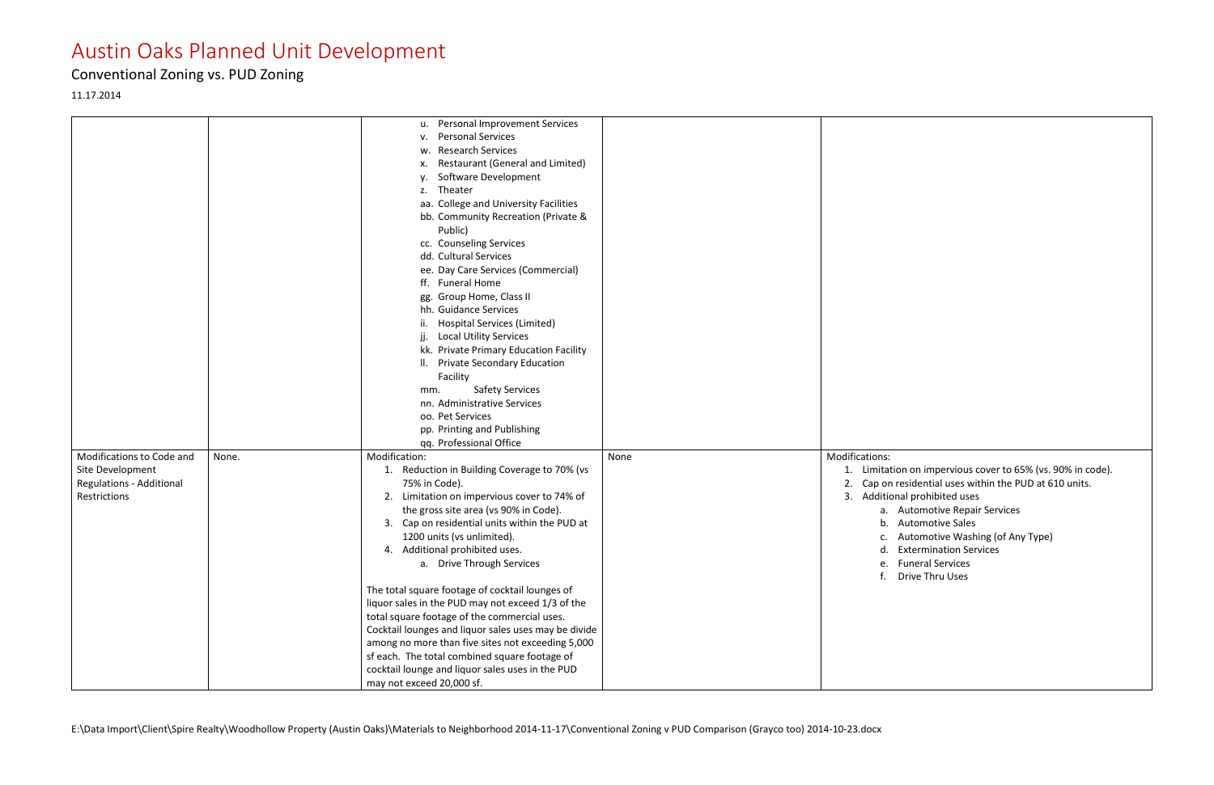# Austin Oaks Planned Unit Development

## Conventional Zoning vs. PUD Zoning

11.17.2014

| | | | | |
|---|---|---|---|---|
| | | u. Personal Improvement Services<br>v. Personal Services<br>w. Research Services<br>x. Restaurant (General and Limited)<br>y. Software Development<br>z. Theater<br>aa. College and University Facilities<br>bb. Community Recreation (Private & Public)<br>cc. Counseling Services<br>dd. Cultural Services<br>ee. Day Care Services (Commercial)<br>ff. Funeral Home<br>gg. Group Home, Class II<br>hh. Guidance Services<br>ii. Hospital Services (Limited)<br>jj. Local Utility Services<br>kk. Private Primary Education Facility<br>ll. Private Secondary Education Facility<br>mm. Safety Services<br>nn. Administrative Services<br>oo. Pet Services<br>pp. Printing and Publishing<br>qq. Professional Office | | |
| Modifications to Code and Site Development Regulations - Additional Restrictions | None. | Modification:<br>1. Reduction in Building Coverage to 70% (vs 75% in Code).<br>2. Limitation on impervious cover to 74% of the gross site area (vs 90% in Code).<br>3. Cap on residential units within the PUD at 1200 units (vs unlimited).<br>4. Additional prohibited uses.<br>a. Drive Through Services<br><br>The total square footage of cocktail lounges of liquor sales in the PUD may not exceed 1/3 of the total square footage of the commercial uses. Cocktail lounges and liquor sales uses may be divide among no more than five sites not exceeding 5,000 sf each. The total combined square footage of cocktail lounge and liquor sales uses in the PUD may not exceed 20,000 sf. | None | Modifications:<br>1. Limitation on impervious cover to 65% (vs. 90% in code).<br>2. Cap on residential uses within the PUD at 610 units.<br>3. Additional prohibited uses<br>a. Automotive Repair Services<br>b. Automotive Sales<br>c. Automotive Washing (of Any Type)<br>d. Extermination Services<br>e. Funeral Services<br>f. Drive Thru Uses |

E:\Data Import\Client\Spire Realty\Woodhollow Property (Austin Oaks)\Materials to Neighborhood 2014-11-17\Conventional Zoning v PUD Comparison (Grayco too) 2014-10-23.docx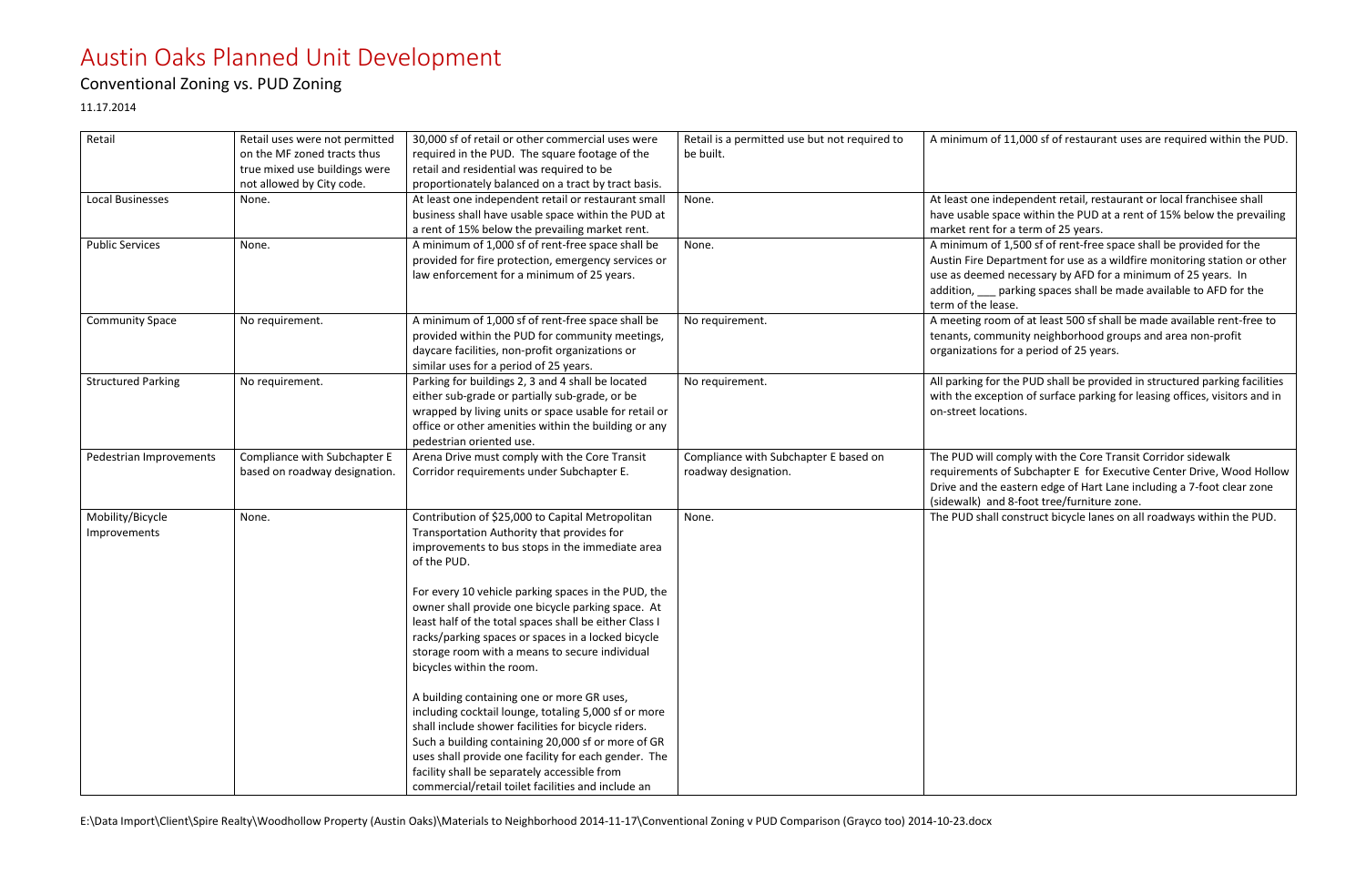# Austin Oaks Planned Unit Development

## Conventional Zoning vs. PUD Zoning

11.17.2014

| | | | | |
|---|---|---|---|---|
| Retail | Retail uses were not permitted on the MF zoned tracts thus true mixed use buildings were not allowed by City code. | 30,000 sf of retail or other commercial uses were required in the PUD. The square footage of the retail and residential was required to be proportionately balanced on a tract by tract basis. | Retail is a permitted use but not required to be built. | A minimum of 11,000 sf of restaurant uses are required within the PUD. |
| Local Businesses | None. | At least one independent retail or restaurant small business shall have usable space within the PUD at a rent of 15% below the prevailing market rent. | None. | At least one independent retail, restaurant or local franchisee shall have usable space within the PUD at a rent of 15% below the prevailing market rent for a term of 25 years. |
| Public Services | None. | A minimum of 1,000 sf of rent-free space shall be provided for fire protection, emergency services or law enforcement for a minimum of 25 years. | None. | A minimum of 1,500 sf of rent-free space shall be provided for the Austin Fire Department for use as a wildfire monitoring station or other use as deemed necessary by AFD for a minimum of 25 years. In addition, ___ parking spaces shall be made available to AFD for the term of the lease. |
| Community Space | No requirement. | A minimum of 1,000 sf of rent-free space shall be provided within the PUD for community meetings, daycare facilities, non-profit organizations or similar uses for a period of 25 years. | No requirement. | A meeting room of at least 500 sf shall be made available rent-free to tenants, community neighborhood groups and area non-profit organizations for a period of 25 years. |
| Structured Parking | No requirement. | Parking for buildings 2, 3 and 4 shall be located either sub-grade or partially sub-grade, or be wrapped by living units or space usable for retail or office or other amenities within the building or any pedestrian oriented use. | No requirement. | All parking for the PUD shall be provided in structured parking facilities with the exception of surface parking for leasing offices, visitors and in on-street locations. |
| Pedestrian Improvements | Compliance with Subchapter E based on roadway designation. | Arena Drive must comply with the Core Transit Corridor requirements under Subchapter E. | Compliance with Subchapter E based on roadway designation. | The PUD will comply with the Core Transit Corridor sidewalk requirements of Subchapter E for Executive Center Drive, Wood Hollow Drive and the eastern edge of Hart Lane including a 7-foot clear zone (sidewalk) and 8-foot tree/furniture zone. |
| Mobility/Bicycle Improvements | None. | Contribution of $25,000 to Capital Metropolitan Transportation Authority that provides for improvements to bus stops in the immediate area of the PUD.<br><br>For every 10 vehicle parking spaces in the PUD, the owner shall provide one bicycle parking space. At least half of the total spaces shall be either Class I racks/parking spaces or spaces in a locked bicycle storage room with a means to secure individual bicycles within the room.<br><br>A building containing one or more GR uses, including cocktail lounge, totaling 5,000 sf or more shall include shower facilities for bicycle riders. Such a building containing 20,000 sf or more of GR uses shall provide one facility for each gender. The facility shall be separately accessible from commercial/retail toilet facilities and include an | None. | The PUD shall construct bicycle lanes on all roadways within the PUD. |

E:\Data Import\Client\Spire Realty\Woodhollow Property (Austin Oaks)\Materials to Neighborhood 2014-11-17\Conventional Zoning v PUD Comparison (Grayco too) 2014-10-23.docx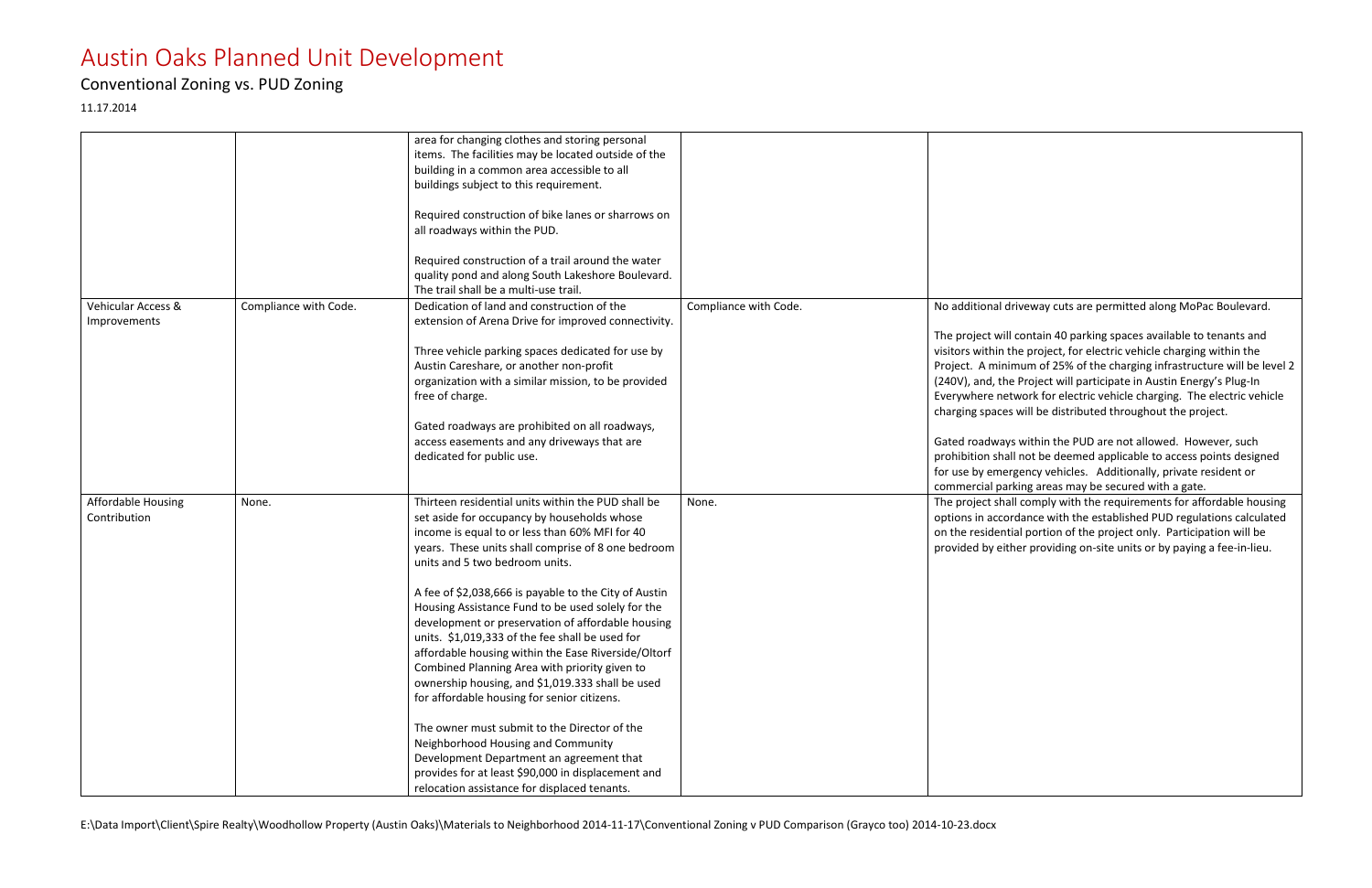# Austin Oaks Planned Unit Development

## Conventional Zoning vs. PUD Zoning

11.17.2014

| | | | | |
|---|---|---|---|---|
| | | area for changing clothes and storing personal items. The facilities may be located outside of the building in a common area accessible to all buildings subject to this requirement.<br><br>Required construction of bike lanes or sharrows on all roadways within the PUD.<br><br>Required construction of a trail around the water quality pond and along South Lakeshore Boulevard. The trail shall be a multi-use trail. | | |
| Vehicular Access & Improvements | Compliance with Code. | Dedication of land and construction of the extension of Arena Drive for improved connectivity.<br><br>Three vehicle parking spaces dedicated for use by Austin Careshare, or another non-profit organization with a similar mission, to be provided free of charge.<br><br>Gated roadways are prohibited on all roadways, access easements and any driveways that are dedicated for public use. | Compliance with Code. | No additional driveway cuts are permitted along MoPac Boulevard.<br><br>The project will contain 40 parking spaces available to tenants and visitors within the project, for electric vehicle charging within the Project. A minimum of 25% of the charging infrastructure will be level 2 (240V), and, the Project will participate in Austin Energy's Plug-In Everywhere network for electric vehicle charging. The electric vehicle charging spaces will be distributed throughout the project.<br><br>Gated roadways within the PUD are not allowed. However, such prohibition shall not be deemed applicable to access points designed for use by emergency vehicles. Additionally, private resident or commercial parking areas may be secured with a gate. |
| Affordable Housing Contribution | None. | Thirteen residential units within the PUD shall be set aside for occupancy by households whose income is equal to or less than 60% MFI for 40 years. These units shall comprise of 8 one bedroom units and 5 two bedroom units.<br><br>A fee of $2,038,666 is payable to the City of Austin Housing Assistance Fund to be used solely for the development or preservation of affordable housing units. $1,019,333 of the fee shall be used for affordable housing within the Ease Riverside/Oltorf Combined Planning Area with priority given to ownership housing, and $1,019.333 shall be used for affordable housing for senior citizens.<br><br>The owner must submit to the Director of the Neighborhood Housing and Community Development Department an agreement that provides for at least $90,000 in displacement and relocation assistance for displaced tenants. | None. | The project shall comply with the requirements for affordable housing options in accordance with the established PUD regulations calculated on the residential portion of the project only. Participation will be provided by either providing on-site units or by paying a fee-in-lieu. |

E:\Data Import\Client\Spire Realty\Woodhollow Property (Austin Oaks)\Materials to Neighborhood 2014-11-17\Conventional Zoning v PUD Comparison (Grayco too) 2014-10-23.docx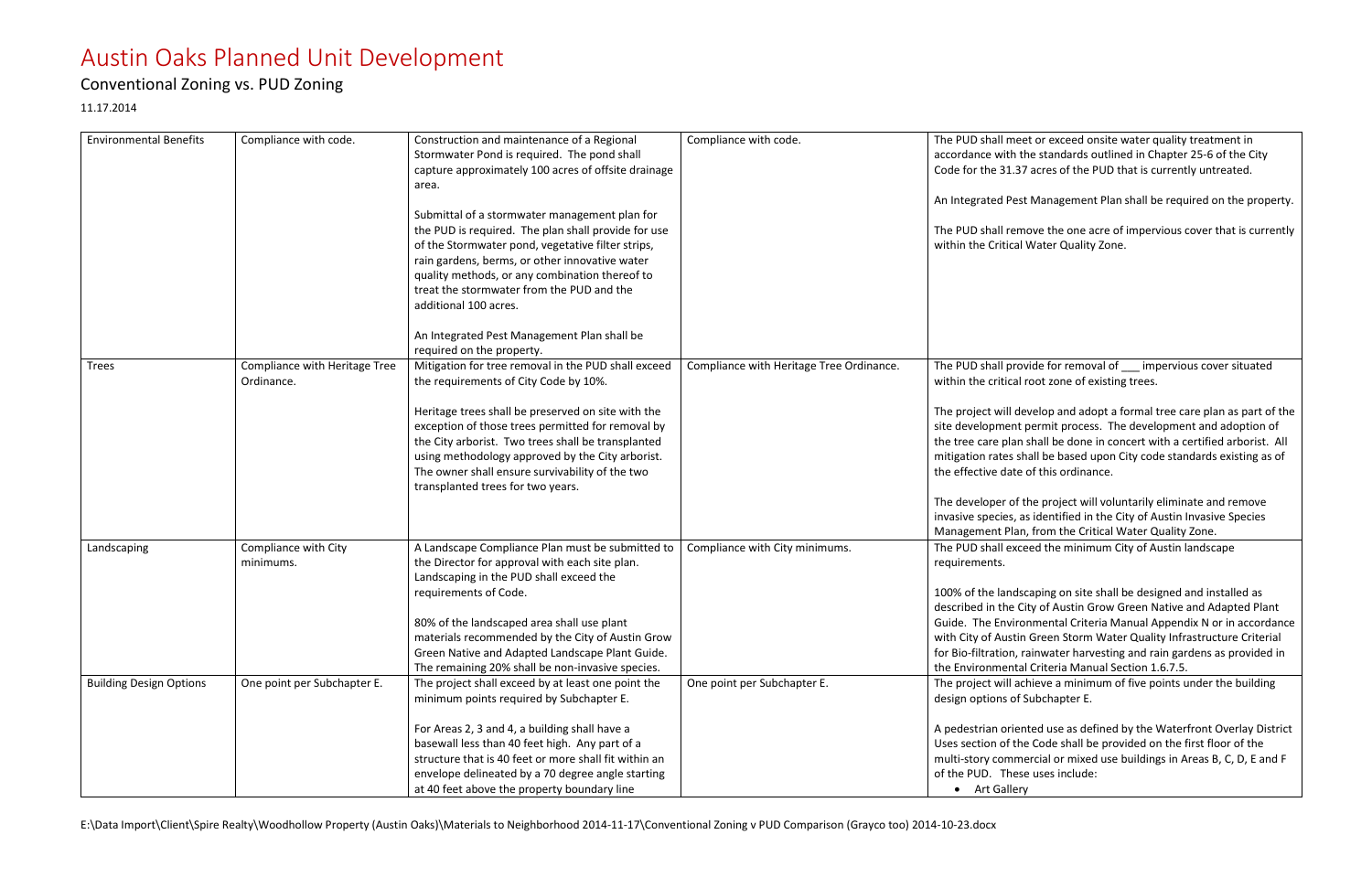# Austin Oaks Planned Unit Development

## Conventional Zoning vs. PUD Zoning

11.17.2014

| | | | | |
|---|---|---|---|---|
| Environmental Benefits | Compliance with code. | Construction and maintenance of a Regional Stormwater Pond is required. The pond shall capture approximately 100 acres of offsite drainage area.<br><br>Submittal of a stormwater management plan for the PUD is required. The plan shall provide for use of the Stormwater pond, vegetative filter strips, rain gardens, berms, or other innovative water quality methods, or any combination thereof to treat the stormwater from the PUD and the additional 100 acres.<br><br>An Integrated Pest Management Plan shall be required on the property. | Compliance with code. | The PUD shall meet or exceed onsite water quality treatment in accordance with the standards outlined in Chapter 25-6 of the City Code for the 31.37 acres of the PUD that is currently untreated.<br><br>An Integrated Pest Management Plan shall be required on the property.<br><br>The PUD shall remove the one acre of impervious cover that is currently within the Critical Water Quality Zone. |
| Trees | Compliance with Heritage Tree Ordinance. | Mitigation for tree removal in the PUD shall exceed the requirements of City Code by 10%.<br><br>Heritage trees shall be preserved on site with the exception of those trees permitted for removal by the City arborist. Two trees shall be transplanted using methodology approved by the City arborist. The owner shall ensure survivability of the two transplanted trees for two years. | Compliance with Heritage Tree Ordinance. | The PUD shall provide for removal of ___ impervious cover situated within the critical root zone of existing trees.<br><br>The project will develop and adopt a formal tree care plan as part of the site development permit process. The development and adoption of the tree care plan shall be done in concert with a certified arborist. All mitigation rates shall be based upon City code standards existing as of the effective date of this ordinance.<br><br>The developer of the project will voluntarily eliminate and remove invasive species, as identified in the City of Austin Invasive Species Management Plan, from the Critical Water Quality Zone. |
| Landscaping | Compliance with City minimums. | A Landscape Compliance Plan must be submitted to the Director for approval with each site plan. Landscaping in the PUD shall exceed the requirements of Code.<br><br>80% of the landscaped area shall use plant materials recommended by the City of Austin Grow Green Native and Adapted Landscape Plant Guide. The remaining 20% shall be non-invasive species. | Compliance with City minimums. | The PUD shall exceed the minimum City of Austin landscape requirements.<br><br>100% of the landscaping on site shall be designed and installed as described in the City of Austin Grow Green Native and Adapted Plant Guide. The Environmental Criteria Manual Appendix N or in accordance with City of Austin Green Storm Water Quality Infrastructure Criterial for Bio-filtration, rainwater harvesting and rain gardens as provided in the Environmental Criteria Manual Section 1.6.7.5. |
| Building Design Options | One point per Subchapter E. | The project shall exceed by at least one point the minimum points required by Subchapter E.<br><br>For Areas 2, 3 and 4, a building shall have a basewall less than 40 feet high. Any part of a structure that is 40 feet or more shall fit within an envelope delineated by a 70 degree angle starting at 40 feet above the property boundary line | One point per Subchapter E. | The project will achieve a minimum of five points under the building design options of Subchapter E.<br><br>A pedestrian oriented use as defined by the Waterfront Overlay District Uses section of the Code shall be provided on the first floor of the multi-story commercial or mixed use buildings in Areas B, C, D, E and F of the PUD. These uses include:<br>• Art Gallery |

E:\Data Import\Client\Spire Realty\Woodhollow Property (Austin Oaks)\Materials to Neighborhood 2014-11-17\Conventional Zoning v PUD Comparison (Grayco too) 2014-10-23.docx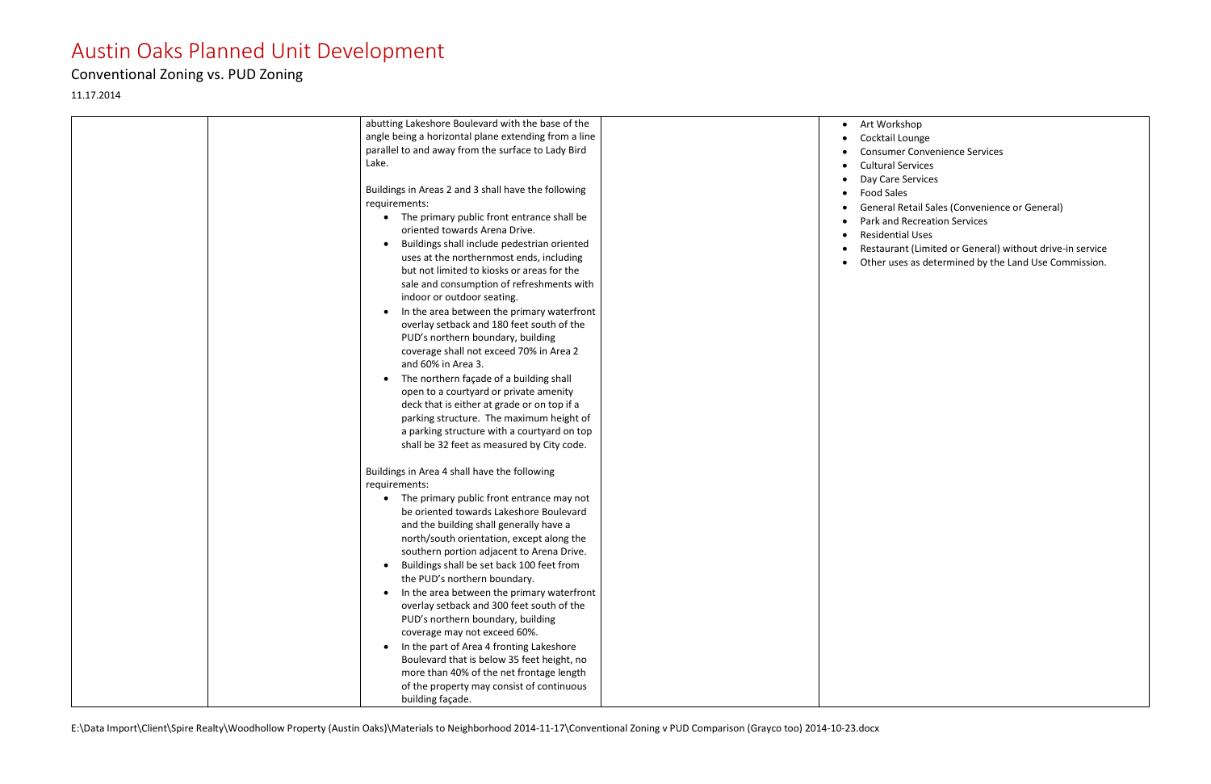# Austin Oaks Planned Unit Development

## Conventional Zoning vs. PUD Zoning

11.17.2014

| | | | | |
|---|---|---|---|---|
| | | abutting Lakeshore Boulevard with the base of the angle being a horizontal plane extending from a line parallel to and away from the surface to Lady Bird Lake.<br><br>Buildings in Areas 2 and 3 shall have the following requirements:<br>• The primary public front entrance shall be oriented towards Arena Drive.<br>• Buildings shall include pedestrian oriented uses at the northernmost ends, including but not limited to kiosks or areas for the sale and consumption of refreshments with indoor or outdoor seating.<br>• In the area between the primary waterfront overlay setback and 180 feet south of the PUD's northern boundary, building coverage shall not exceed 70% in Area 2 and 60% in Area 3.<br>• The northern façade of a building shall open to a courtyard or private amenity deck that is either at grade or on top if a parking structure. The maximum height of a parking structure with a courtyard on top shall be 32 feet as measured by City code.<br><br>Buildings in Area 4 shall have the following requirements:<br>• The primary public front entrance may not be oriented towards Lakeshore Boulevard and the building shall generally have a north/south orientation, except along the southern portion adjacent to Arena Drive.<br>• Buildings shall be set back 100 feet from the PUD's northern boundary.<br>• In the area between the primary waterfront overlay setback and 300 feet south of the PUD's northern boundary, building coverage may not exceed 60%.<br>• In the part of Area 4 fronting Lakeshore Boulevard that is below 35 feet height, no more than 40% of the net frontage length of the property may consist of continuous building façade. | | • Art Workshop<br>• Cocktail Lounge<br>• Consumer Convenience Services<br>• Cultural Services<br>• Day Care Services<br>• Food Sales<br>• General Retail Sales (Convenience or General)<br>• Park and Recreation Services<br>• Residential Uses<br>• Restaurant (Limited or General) without drive-in service<br>• Other uses as determined by the Land Use Commission. |

E:\Data Import\Client\Spire Realty\Woodhollow Property (Austin Oaks)\Materials to Neighborhood 2014-11-17\Conventional Zoning v PUD Comparison (Grayco too) 2014-10-23.docx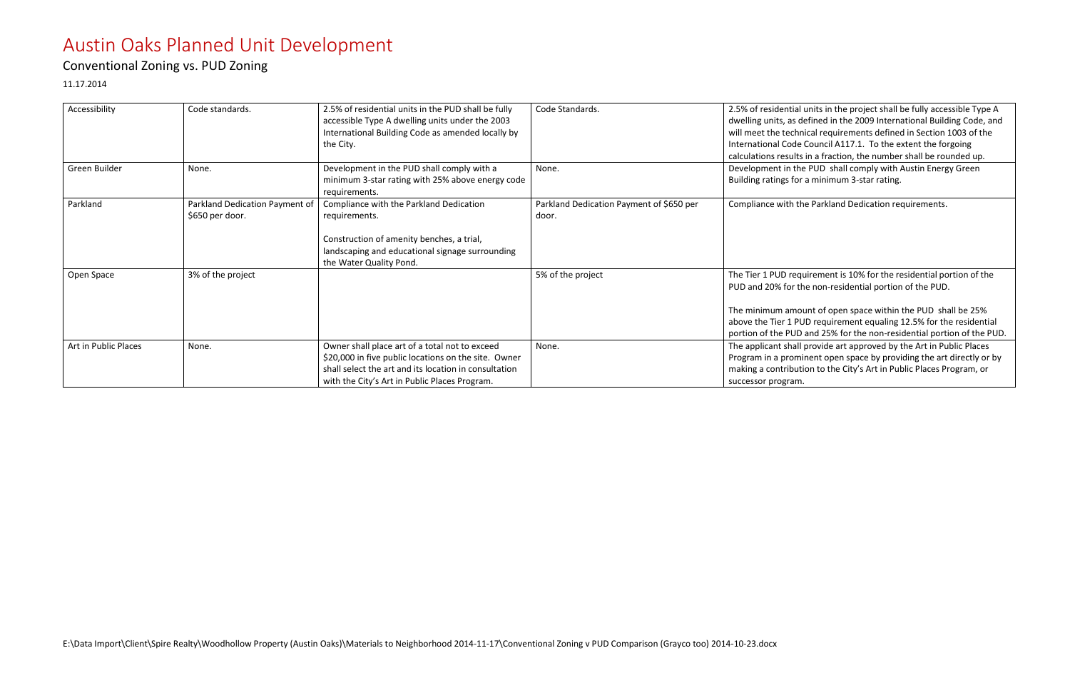# Austin Oaks Planned Unit Development

## Conventional Zoning vs. PUD Zoning

11.17.2014

| | | | | |
|---|---|---|---|---|
| Accessibility | Code standards. | 2.5% of residential units in the PUD shall be fully accessible Type A dwelling units under the 2003 International Building Code as amended locally by the City. | Code Standards. | 2.5% of residential units in the project shall be fully accessible Type A dwelling units, as defined in the 2009 International Building Code, and will meet the technical requirements defined in Section 1003 of the International Code Council A117.1. To the extent the forgoing calculations results in a fraction, the number shall be rounded up. |
| Green Builder | None. | Development in the PUD shall comply with a minimum 3-star rating with 25% above energy code requirements. | None. | Development in the PUD shall comply with Austin Energy Green Building ratings for a minimum 3-star rating. |
| Parkland | Parkland Dedication Payment of $650 per door. | Compliance with the Parkland Dedication requirements.<br><br>Construction of amenity benches, a trial, landscaping and educational signage surrounding the Water Quality Pond. | Parkland Dedication Payment of $650 per door. | Compliance with the Parkland Dedication requirements. |
| Open Space | 3% of the project | | 5% of the project | The Tier 1 PUD requirement is 10% for the residential portion of the PUD and 20% for the non-residential portion of the PUD.<br><br>The minimum amount of open space within the PUD shall be 25% above the Tier 1 PUD requirement equaling 12.5% for the residential portion of the PUD and 25% for the non-residential portion of the PUD. |
| Art in Public Places | None. | Owner shall place art of a total not to exceed $20,000 in five public locations on the site. Owner shall select the art and its location in consultation with the City's Art in Public Places Program. | None. | The applicant shall provide art approved by the Art in Public Places Program in a prominent open space by providing the art directly or by making a contribution to the City's Art in Public Places Program, or successor program. |

E:\Data Import\Client\Spire Realty\Woodhollow Property (Austin Oaks)\Materials to Neighborhood 2014-11-17\Conventional Zoning v PUD Comparison (Grayco too) 2014-10-23.docx